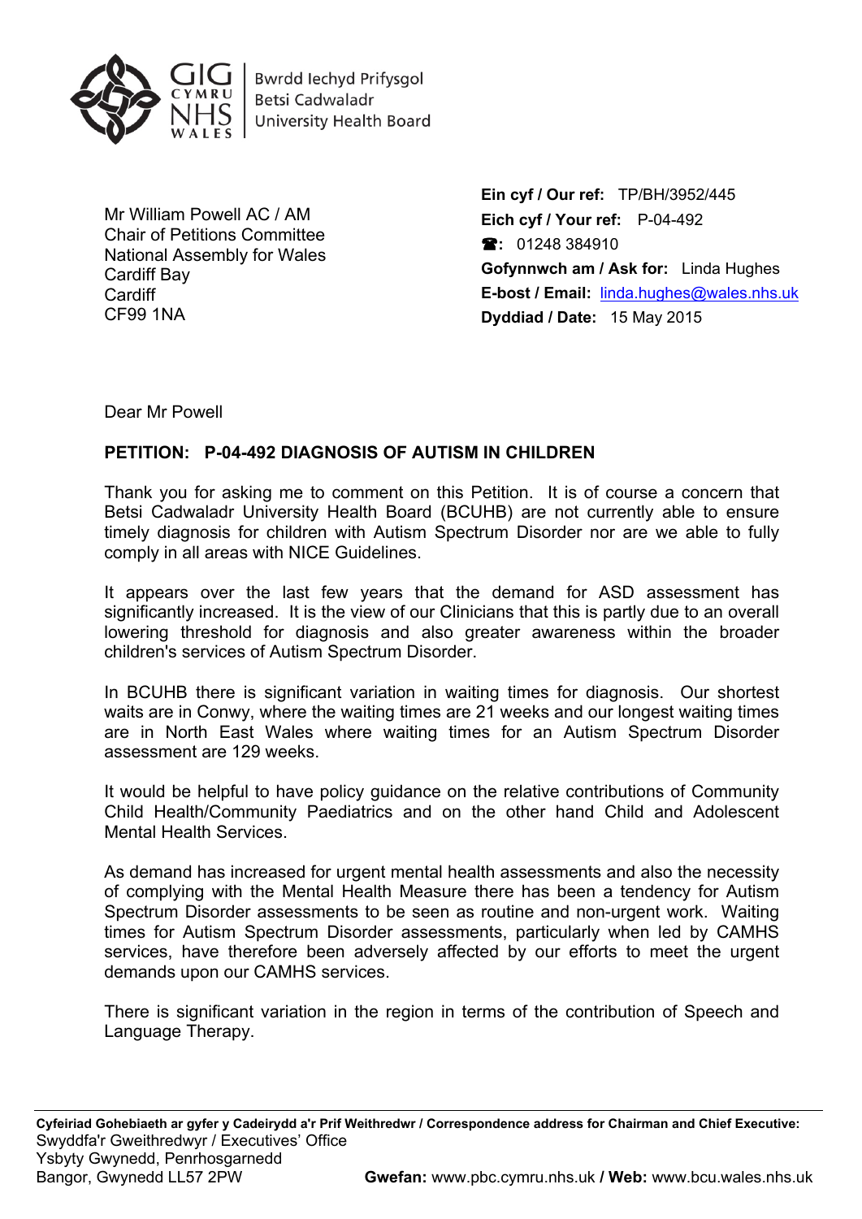Bwrdd Iechyd Prifysgol
Betsi Cadwaladr
University Health Board

Mr William Powell AC / AM
Chair of Petitions Committee
National Assembly for Wales
Cardiff Bay
Cardiff
CF99 1NA

**Ein cyf / Our ref:** TP/BH/3952/445
**Eich cyf / Your ref:** P-04-492
☎: 01248 384910
**Gofynnwch am / Ask for:** Linda Hughes
**E-bost / Email:** linda.hughes@wales.nhs.uk
**Dyddiad / Date:** 15 May 2015

Dear Mr Powell

**PETITION: P-04-492 DIAGNOSIS OF AUTISM IN CHILDREN**

Thank you for asking me to comment on this Petition. It is of course a concern that Betsi Cadwaladr University Health Board (BCUHB) are not currently able to ensure timely diagnosis for children with Autism Spectrum Disorder nor are we able to fully comply in all areas with NICE Guidelines.

It appears over the last few years that the demand for ASD assessment has significantly increased. It is the view of our Clinicians that this is partly due to an overall lowering threshold for diagnosis and also greater awareness within the broader children's services of Autism Spectrum Disorder.

In BCUHB there is significant variation in waiting times for diagnosis. Our shortest waits are in Conwy, where the waiting times are 21 weeks and our longest waiting times are in North East Wales where waiting times for an Autism Spectrum Disorder assessment are 129 weeks.

It would be helpful to have policy guidance on the relative contributions of Community Child Health/Community Paediatrics and on the other hand Child and Adolescent Mental Health Services.

As demand has increased for urgent mental health assessments and also the necessity of complying with the Mental Health Measure there has been a tendency for Autism Spectrum Disorder assessments to be seen as routine and non-urgent work. Waiting times for Autism Spectrum Disorder assessments, particularly when led by CAMHS services, have therefore been adversely affected by our efforts to meet the urgent demands upon our CAMHS services.

There is significant variation in the region in terms of the contribution of Speech and Language Therapy.

**Cyfeiriad Gohebiaeth ar gyfer y Cadeirydd a'r Prif Weithredwr / Correspondence address for Chairman and Chief Executive:**
Swyddfa'r Gweithredwyr / Executives' Office
Ysbyty Gwynedd, Penrhosgarnedd
Bangor, Gwynedd LL57 2PW
**Gwefan:** www.pbc.cymru.nhs.uk / **Web:** www.bcu.wales.nhs.uk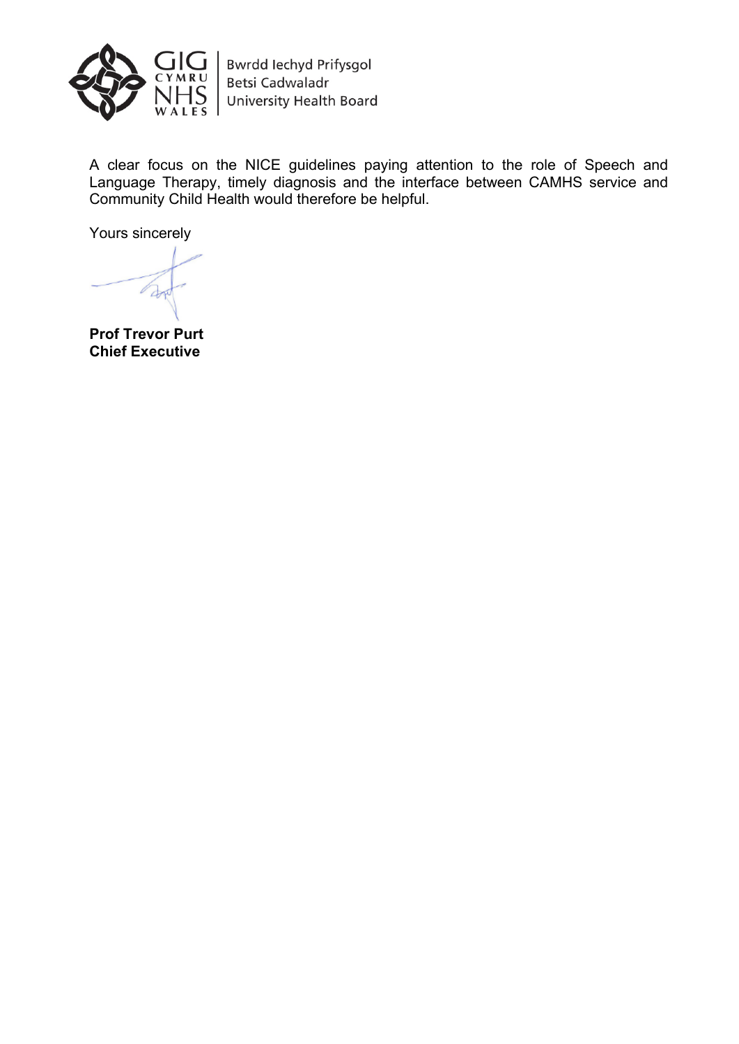A clear focus on the NICE guidelines paying attention to the role of Speech and Language Therapy, timely diagnosis and the interface between CAMHS service and Community Child Health would therefore be helpful.

Yours sincerely

**Prof Trevor Purt**
**Chief Executive**